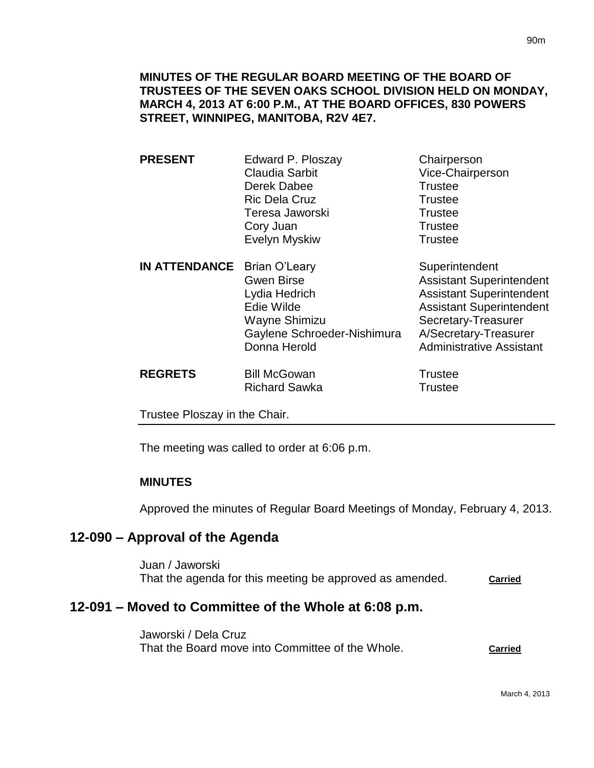**MINUTES OF THE REGULAR BOARD MEETING OF THE BOARD OF TRUSTEES OF THE SEVEN OAKS SCHOOL DIVISION HELD ON MONDAY, MARCH 4, 2013 AT 6:00 P.M., AT THE BOARD OFFICES, 830 POWERS STREET, WINNIPEG, MANITOBA, R2V 4E7.**

| | | |
|---|---|---|
| **PRESENT** | Edward P. Ploszay | Chairperson |
| | Claudia Sarbit | Vice-Chairperson |
| | Derek Dabee | Trustee |
| | Ric Dela Cruz | Trustee |
| | Teresa Jaworski | Trustee |
| | Cory Juan | Trustee |
| | Evelyn Myskiw | Trustee |
| **IN ATTENDANCE** | Brian O'Leary | Superintendent |
| | Gwen Birse | Assistant Superintendent |
| | Lydia Hedrich | Assistant Superintendent |
| | Edie Wilde | Assistant Superintendent |
| | Wayne Shimizu | Secretary-Treasurer |
| | Gaylene Schroeder-Nishimura | A/Secretary-Treasurer |
| | Donna Herold | Administrative Assistant |
| **REGRETS** | Bill McGowan | Trustee |
| | Richard Sawka | Trustee |

Trustee Ploszay in the Chair.

The meeting was called to order at 6:06 p.m.

**MINUTES**

Approved the minutes of Regular Board Meetings of Monday, February 4, 2013.

## 12-090 – Approval of the Agenda

Juan / Jaworski
That the agenda for this meeting be approved as amended. **Carried**

## 12-091 – Moved to Committee of the Whole at 6:08 p.m.

Jaworski / Dela Cruz
That the Board move into Committee of the Whole. **Carried**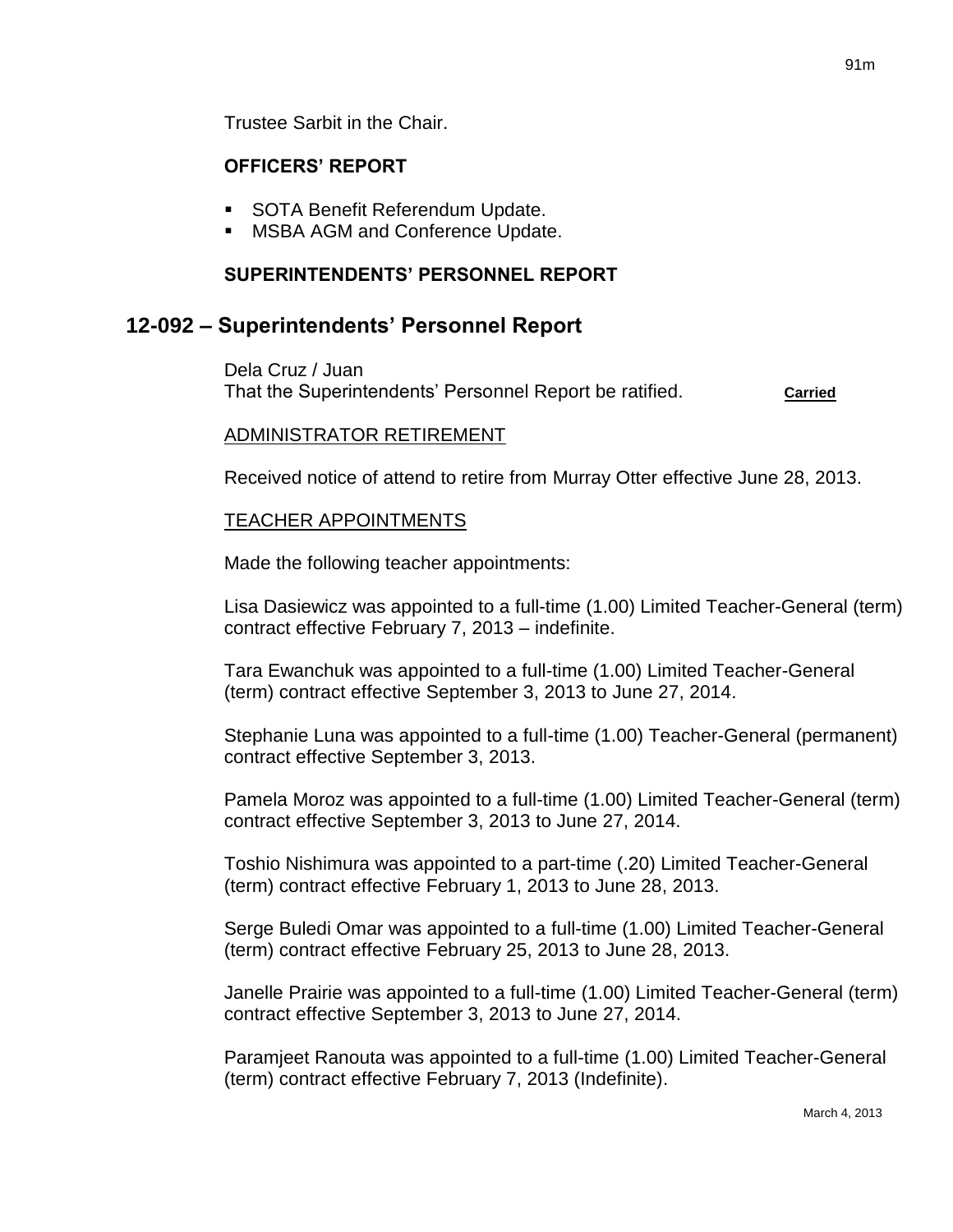Trustee Sarbit in the Chair.

### OFFICERS' REPORT

- SOTA Benefit Referendum Update.
- MSBA AGM and Conference Update.

### SUPERINTENDENTS' PERSONNEL REPORT

## 12-092 – Superintendents' Personnel Report

Dela Cruz / Juan
That the Superintendents' Personnel Report be ratified. **Carried**

ADMINISTRATOR RETIREMENT

Received notice of attend to retire from Murray Otter effective June 28, 2013.

TEACHER APPOINTMENTS

Made the following teacher appointments:

Lisa Dasiewicz was appointed to a full-time (1.00) Limited Teacher-General (term) contract effective February 7, 2013 – indefinite.

Tara Ewanchuk was appointed to a full-time (1.00) Limited Teacher-General (term) contract effective September 3, 2013 to June 27, 2014.

Stephanie Luna was appointed to a full-time (1.00) Teacher-General (permanent) contract effective September 3, 2013.

Pamela Moroz was appointed to a full-time (1.00) Limited Teacher-General (term) contract effective September 3, 2013 to June 27, 2014.

Toshio Nishimura was appointed to a part-time (.20) Limited Teacher-General (term) contract effective February 1, 2013 to June 28, 2013.

Serge Buledi Omar was appointed to a full-time (1.00) Limited Teacher-General (term) contract effective February 25, 2013 to June 28, 2013.

Janelle Prairie was appointed to a full-time (1.00) Limited Teacher-General (term) contract effective September 3, 2013 to June 27, 2014.

Paramjeet Ranouta was appointed to a full-time (1.00) Limited Teacher-General (term) contract effective February 7, 2013 (Indefinite).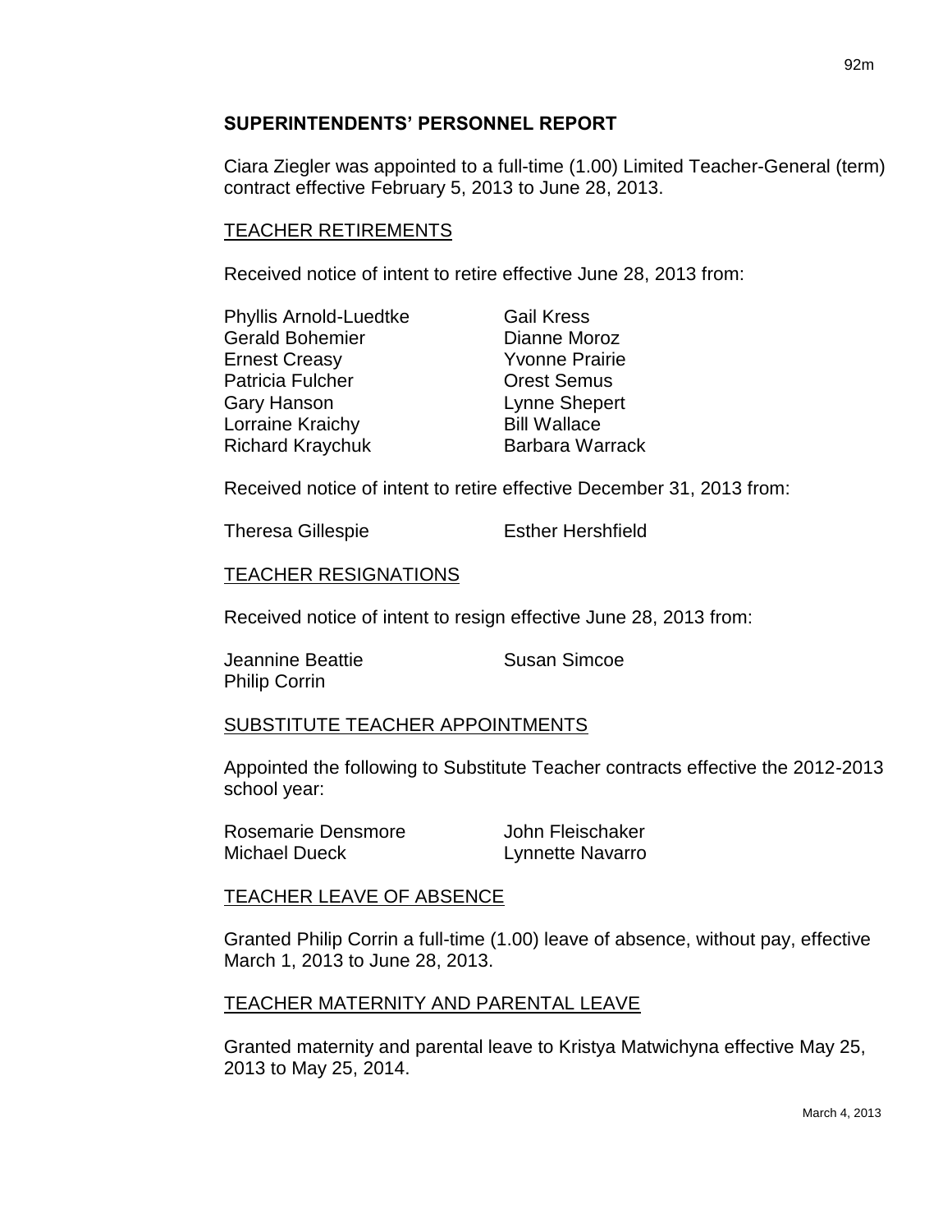## SUPERINTENDENTS' PERSONNEL REPORT

Ciara Ziegler was appointed to a full-time (1.00) Limited Teacher-General (term) contract effective February 5, 2013 to June 28, 2013.

### TEACHER RETIREMENTS

Received notice of intent to retire effective June 28, 2013 from:

Phyllis Arnold-Luedtke
Gerald Bohemier
Ernest Creasy
Patricia Fulcher
Gary Hanson
Lorraine Kraichy
Richard Kraychuk
Gail Kress
Dianne Moroz
Yvonne Prairie
Orest Semus
Lynne Shepert
Bill Wallace
Barbara Warrack

Received notice of intent to retire effective December 31, 2013 from:

Theresa Gillespie
Esther Hershfield

### TEACHER RESIGNATIONS

Received notice of intent to resign effective June 28, 2013 from:

Jeannine Beattie
Philip Corrin
Susan Simcoe

### SUBSTITUTE TEACHER APPOINTMENTS

Appointed the following to Substitute Teacher contracts effective the 2012-2013 school year:

Rosemarie Densmore
Michael Dueck
John Fleischaker
Lynnette Navarro

### TEACHER LEAVE OF ABSENCE

Granted Philip Corrin a full-time (1.00) leave of absence, without pay, effective March 1, 2013 to June 28, 2013.

### TEACHER MATERNITY AND PARENTAL LEAVE

Granted maternity and parental leave to Kristya Matwichyna effective May 25, 2013 to May 25, 2014.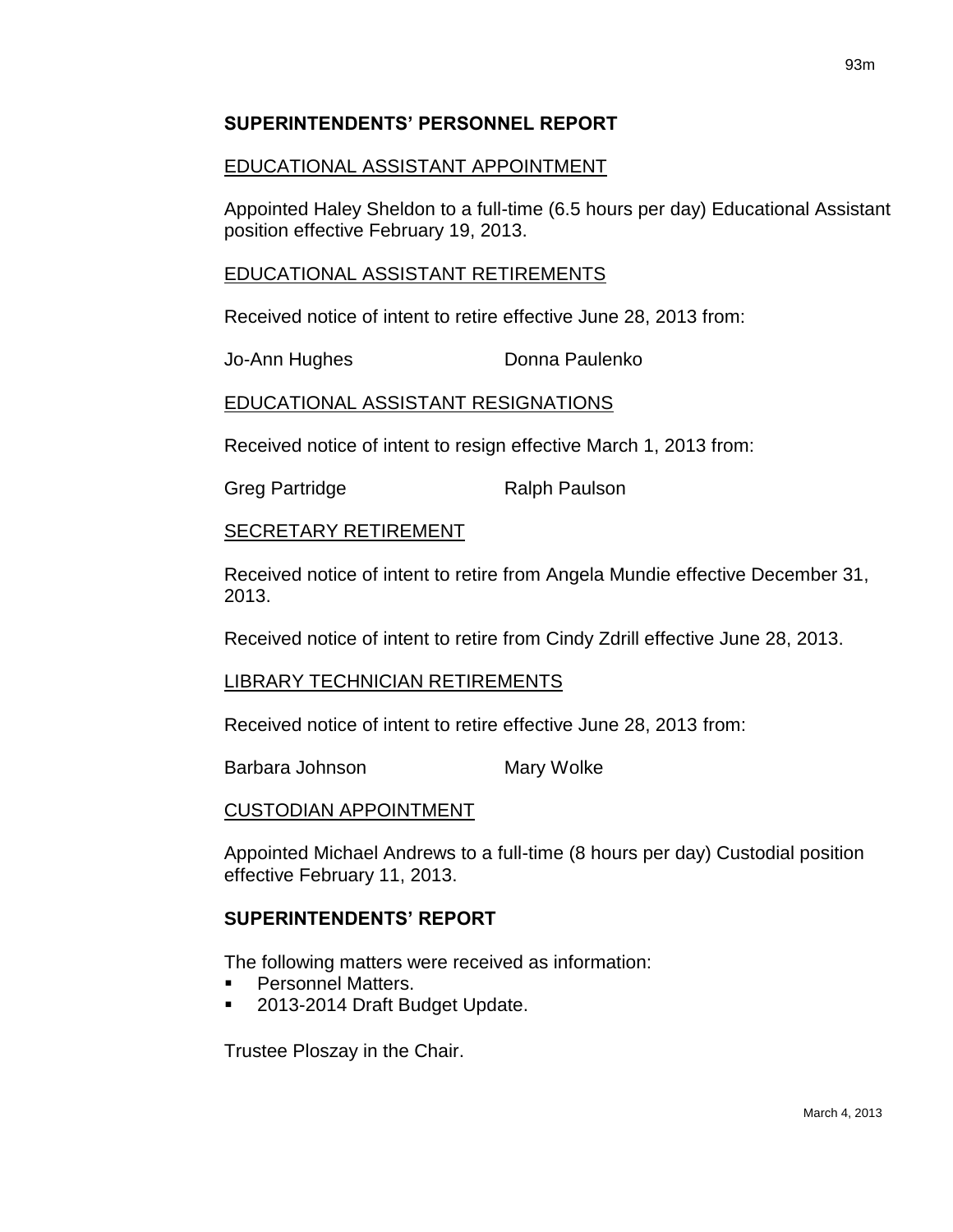## SUPERINTENDENTS' PERSONNEL REPORT

EDUCATIONAL ASSISTANT APPOINTMENT

Appointed Haley Sheldon to a full-time (6.5 hours per day) Educational Assistant position effective February 19, 2013.

EDUCATIONAL ASSISTANT RETIREMENTS

Received notice of intent to retire effective June 28, 2013 from:

Jo-Ann Hughes　　Donna Paulenko

EDUCATIONAL ASSISTANT RESIGNATIONS

Received notice of intent to resign effective March 1, 2013 from:

Greg Partridge　　Ralph Paulson

SECRETARY RETIREMENT

Received notice of intent to retire from Angela Mundie effective December 31, 2013.

Received notice of intent to retire from Cindy Zdrill effective June 28, 2013.

LIBRARY TECHNICIAN RETIREMENTS

Received notice of intent to retire effective June 28, 2013 from:

Barbara Johnson　　Mary Wolke

CUSTODIAN APPOINTMENT

Appointed Michael Andrews to a full-time (8 hours per day) Custodial position effective February 11, 2013.

## SUPERINTENDENTS' REPORT

The following matters were received as information:

- Personnel Matters.
- 2013-2014 Draft Budget Update.

Trustee Ploszay in the Chair.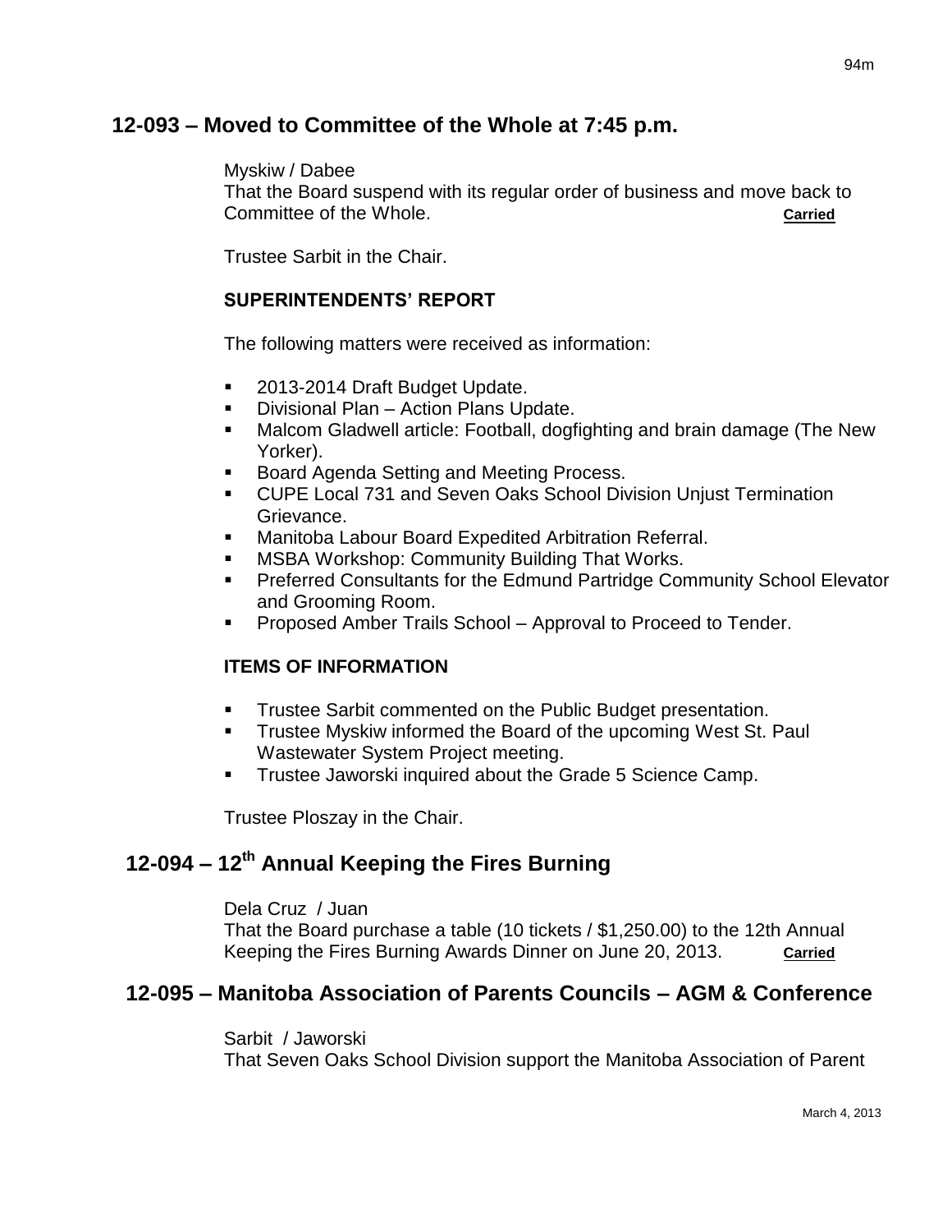## 12-093 – Moved to Committee of the Whole at 7:45 p.m.

Myskiw / Dabee
That the Board suspend with its regular order of business and move back to Committee of the Whole. **Carried**

Trustee Sarbit in the Chair.

### SUPERINTENDENTS' REPORT

The following matters were received as information:

- 2013-2014 Draft Budget Update.
- Divisional Plan – Action Plans Update.
- Malcom Gladwell article: Football, dogfighting and brain damage (The New Yorker).
- Board Agenda Setting and Meeting Process.
- CUPE Local 731 and Seven Oaks School Division Unjust Termination Grievance.
- Manitoba Labour Board Expedited Arbitration Referral.
- MSBA Workshop: Community Building That Works.
- Preferred Consultants for the Edmund Partridge Community School Elevator and Grooming Room.
- Proposed Amber Trails School – Approval to Proceed to Tender.

### ITEMS OF INFORMATION

- Trustee Sarbit commented on the Public Budget presentation.
- Trustee Myskiw informed the Board of the upcoming West St. Paul Wastewater System Project meeting.
- Trustee Jaworski inquired about the Grade 5 Science Camp.

Trustee Ploszay in the Chair.

## 12-094 – 12th Annual Keeping the Fires Burning

Dela Cruz / Juan
That the Board purchase a table (10 tickets / $1,250.00) to the 12th Annual Keeping the Fires Burning Awards Dinner on June 20, 2013. **Carried**

## 12-095 – Manitoba Association of Parents Councils – AGM & Conference

Sarbit / Jaworski
That Seven Oaks School Division support the Manitoba Association of Parent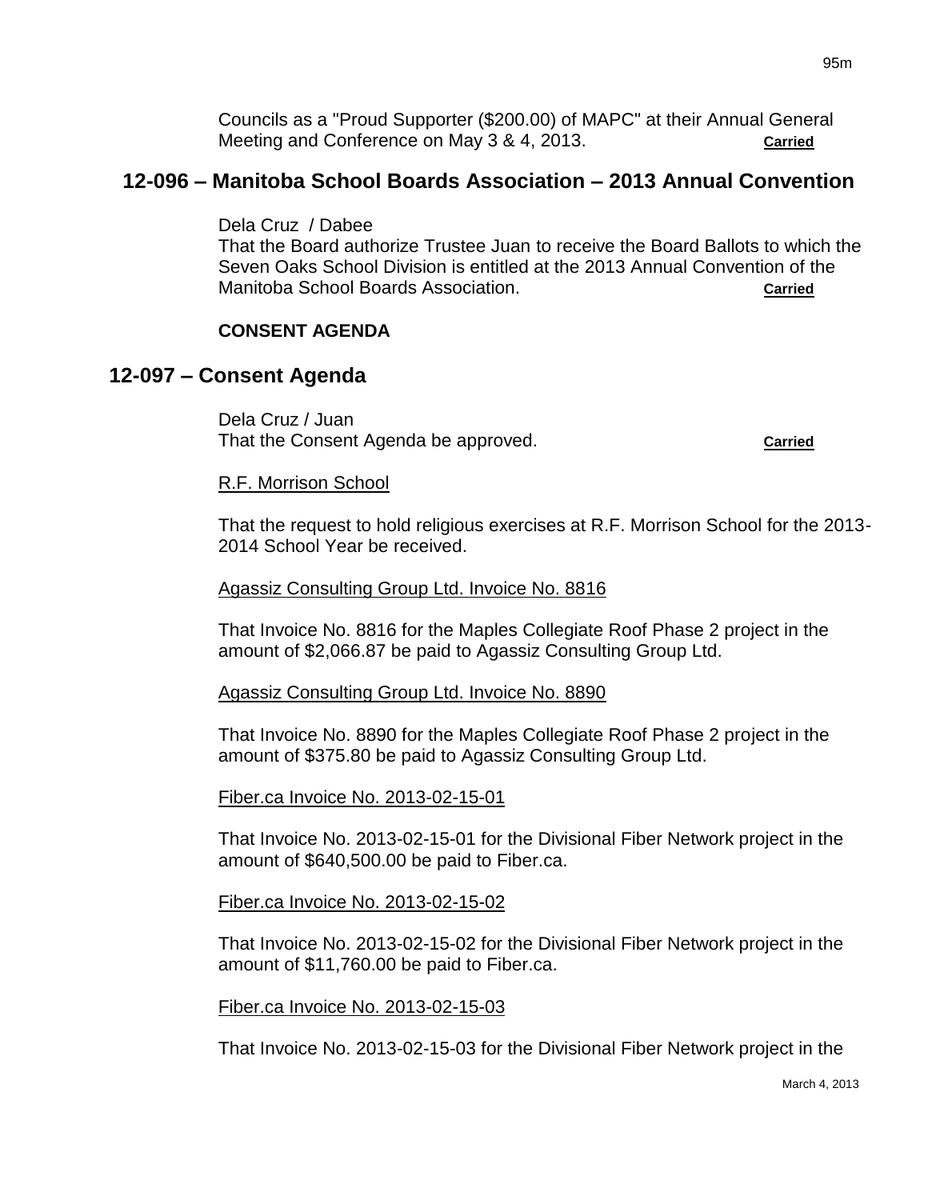Councils as a "Proud Supporter ($200.00) of MAPC" at their Annual General Meeting and Conference on May 3 & 4, 2013. **Carried**

## 12-096 – Manitoba School Boards Association – 2013 Annual Convention

Dela Cruz / Dabee
That the Board authorize Trustee Juan to receive the Board Ballots to which the Seven Oaks School Division is entitled at the 2013 Annual Convention of the Manitoba School Boards Association. **Carried**

**CONSENT AGENDA**

## 12-097 – Consent Agenda

Dela Cruz / Juan
That the Consent Agenda be approved. **Carried**

R.F. Morrison School

That the request to hold religious exercises at R.F. Morrison School for the 2013-2014 School Year be received.

Agassiz Consulting Group Ltd. Invoice No. 8816

That Invoice No. 8816 for the Maples Collegiate Roof Phase 2 project in the amount of $2,066.87 be paid to Agassiz Consulting Group Ltd.

Agassiz Consulting Group Ltd. Invoice No. 8890

That Invoice No. 8890 for the Maples Collegiate Roof Phase 2 project in the amount of $375.80 be paid to Agassiz Consulting Group Ltd.

Fiber.ca Invoice No. 2013-02-15-01

That Invoice No. 2013-02-15-01 for the Divisional Fiber Network project in the amount of $640,500.00 be paid to Fiber.ca.

Fiber.ca Invoice No. 2013-02-15-02

That Invoice No. 2013-02-15-02 for the Divisional Fiber Network project in the amount of $11,760.00 be paid to Fiber.ca.

Fiber.ca Invoice No. 2013-02-15-03

That Invoice No. 2013-02-15-03 for the Divisional Fiber Network project in the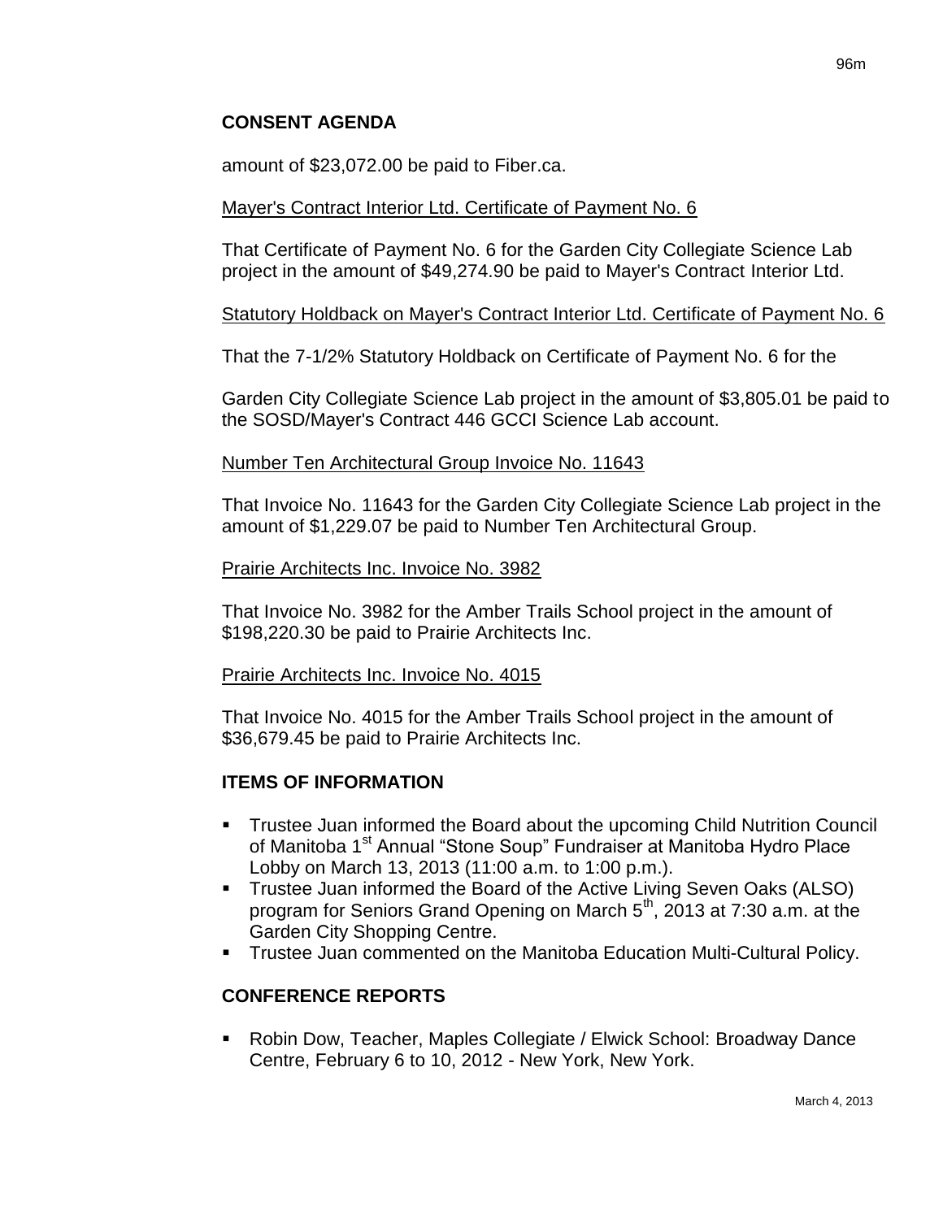## CONSENT AGENDA

amount of $23,072.00 be paid to Fiber.ca.

Mayer's Contract Interior Ltd. Certificate of Payment No. 6

That Certificate of Payment No. 6 for the Garden City Collegiate Science Lab project in the amount of $49,274.90 be paid to Mayer's Contract Interior Ltd.

Statutory Holdback on Mayer's Contract Interior Ltd. Certificate of Payment No. 6

That the 7-1/2% Statutory Holdback on Certificate of Payment No. 6 for the

Garden City Collegiate Science Lab project in the amount of $3,805.01 be paid to the SOSD/Mayer's Contract 446 GCCI Science Lab account.

Number Ten Architectural Group Invoice No. 11643

That Invoice No. 11643 for the Garden City Collegiate Science Lab project in the amount of $1,229.07 be paid to Number Ten Architectural Group.

Prairie Architects Inc. Invoice No. 3982

That Invoice No. 3982 for the Amber Trails School project in the amount of $198,220.30 be paid to Prairie Architects Inc.

Prairie Architects Inc. Invoice No. 4015

That Invoice No. 4015 for the Amber Trails School project in the amount of $36,679.45 be paid to Prairie Architects Inc.

## ITEMS OF INFORMATION

- Trustee Juan informed the Board about the upcoming Child Nutrition Council of Manitoba 1st Annual "Stone Soup" Fundraiser at Manitoba Hydro Place Lobby on March 13, 2013 (11:00 a.m. to 1:00 p.m.).
- Trustee Juan informed the Board of the Active Living Seven Oaks (ALSO) program for Seniors Grand Opening on March 5th, 2013 at 7:30 a.m. at the Garden City Shopping Centre.
- Trustee Juan commented on the Manitoba Education Multi-Cultural Policy.

## CONFERENCE REPORTS

- Robin Dow, Teacher, Maples Collegiate / Elwick School: Broadway Dance Centre, February 6 to 10, 2012 - New York, New York.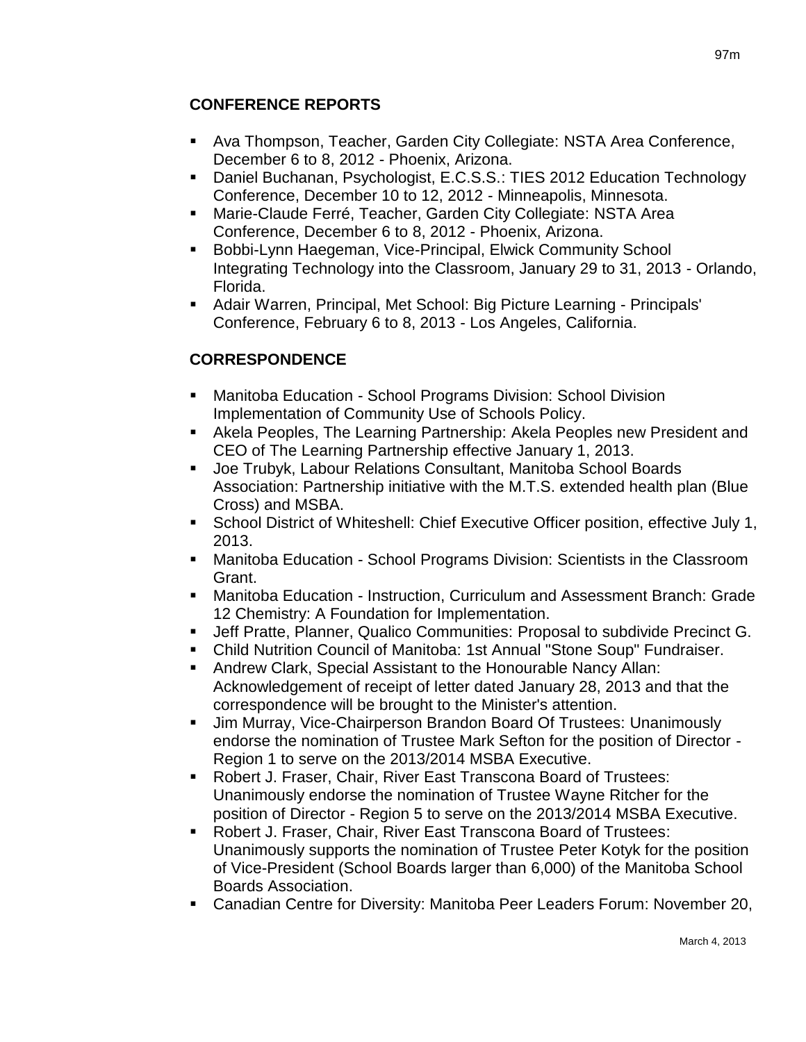## CONFERENCE REPORTS

- Ava Thompson, Teacher, Garden City Collegiate: NSTA Area Conference, December 6 to 8, 2012 - Phoenix, Arizona.
- Daniel Buchanan, Psychologist, E.C.S.S.: TIES 2012 Education Technology Conference, December 10 to 12, 2012 - Minneapolis, Minnesota.
- Marie-Claude Ferré, Teacher, Garden City Collegiate: NSTA Area Conference, December 6 to 8, 2012 - Phoenix, Arizona.
- Bobbi-Lynn Haegeman, Vice-Principal, Elwick Community School Integrating Technology into the Classroom, January 29 to 31, 2013 - Orlando, Florida.
- Adair Warren, Principal, Met School: Big Picture Learning - Principals' Conference, February 6 to 8, 2013 - Los Angeles, California.

## CORRESPONDENCE

- Manitoba Education - School Programs Division: School Division Implementation of Community Use of Schools Policy.
- Akela Peoples, The Learning Partnership: Akela Peoples new President and CEO of The Learning Partnership effective January 1, 2013.
- Joe Trubyk, Labour Relations Consultant, Manitoba School Boards Association: Partnership initiative with the M.T.S. extended health plan (Blue Cross) and MSBA.
- School District of Whiteshell: Chief Executive Officer position, effective July 1, 2013.
- Manitoba Education - School Programs Division: Scientists in the Classroom Grant.
- Manitoba Education - Instruction, Curriculum and Assessment Branch: Grade 12 Chemistry: A Foundation for Implementation.
- Jeff Pratte, Planner, Qualico Communities: Proposal to subdivide Precinct G.
- Child Nutrition Council of Manitoba: 1st Annual "Stone Soup" Fundraiser.
- Andrew Clark, Special Assistant to the Honourable Nancy Allan: Acknowledgement of receipt of letter dated January 28, 2013 and that the correspondence will be brought to the Minister's attention.
- Jim Murray, Vice-Chairperson Brandon Board Of Trustees: Unanimously endorse the nomination of Trustee Mark Sefton for the position of Director - Region 1 to serve on the 2013/2014 MSBA Executive.
- Robert J. Fraser, Chair, River East Transcona Board of Trustees: Unanimously endorse the nomination of Trustee Wayne Ritcher for the position of Director - Region 5 to serve on the 2013/2014 MSBA Executive.
- Robert J. Fraser, Chair, River East Transcona Board of Trustees: Unanimously supports the nomination of Trustee Peter Kotyk for the position of Vice-President (School Boards larger than 6,000) of the Manitoba School Boards Association.
- Canadian Centre for Diversity: Manitoba Peer Leaders Forum: November 20,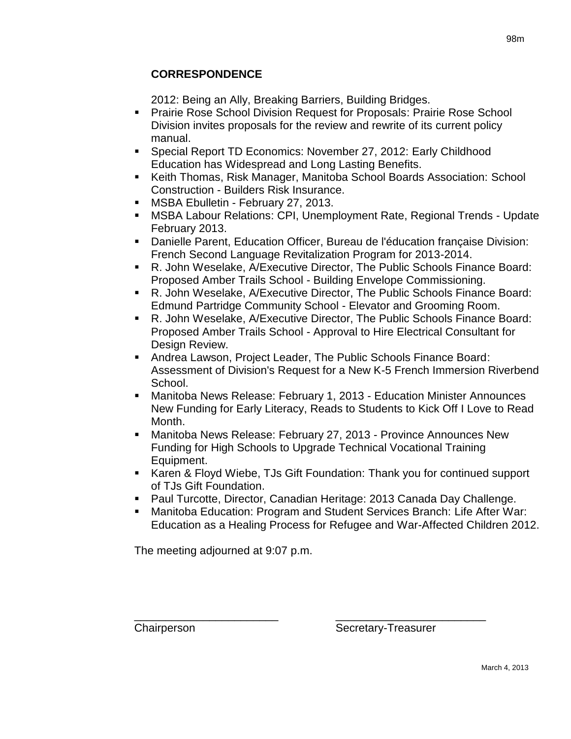## CORRESPONDENCE

2012: Being an Ally, Breaking Barriers, Building Bridges.

- Prairie Rose School Division Request for Proposals: Prairie Rose School Division invites proposals for the review and rewrite of its current policy manual.
- Special Report TD Economics: November 27, 2012: Early Childhood Education has Widespread and Long Lasting Benefits.
- Keith Thomas, Risk Manager, Manitoba School Boards Association: School Construction - Builders Risk Insurance.
- MSBA Ebulletin - February 27, 2013.
- MSBA Labour Relations: CPI, Unemployment Rate, Regional Trends - Update February 2013.
- Danielle Parent, Education Officer, Bureau de l'éducation française Division: French Second Language Revitalization Program for 2013-2014.
- R. John Weselake, A/Executive Director, The Public Schools Finance Board: Proposed Amber Trails School - Building Envelope Commissioning.
- R. John Weselake, A/Executive Director, The Public Schools Finance Board: Edmund Partridge Community School - Elevator and Grooming Room.
- R. John Weselake, A/Executive Director, The Public Schools Finance Board: Proposed Amber Trails School - Approval to Hire Electrical Consultant for Design Review.
- Andrea Lawson, Project Leader, The Public Schools Finance Board: Assessment of Division's Request for a New K-5 French Immersion Riverbend School.
- Manitoba News Release: February 1, 2013 - Education Minister Announces New Funding for Early Literacy, Reads to Students to Kick Off I Love to Read Month.
- Manitoba News Release: February 27, 2013 - Province Announces New Funding for High Schools to Upgrade Technical Vocational Training Equipment.
- Karen & Floyd Wiebe, TJs Gift Foundation: Thank you for continued support of TJs Gift Foundation.
- Paul Turcotte, Director, Canadian Heritage: 2013 Canada Day Challenge.
- Manitoba Education: Program and Student Services Branch: Life After War: Education as a Healing Process for Refugee and War-Affected Children 2012.

The meeting adjourned at 9:07 p.m.

_______________________ _______________________

Chairperson Secretary-Treasurer